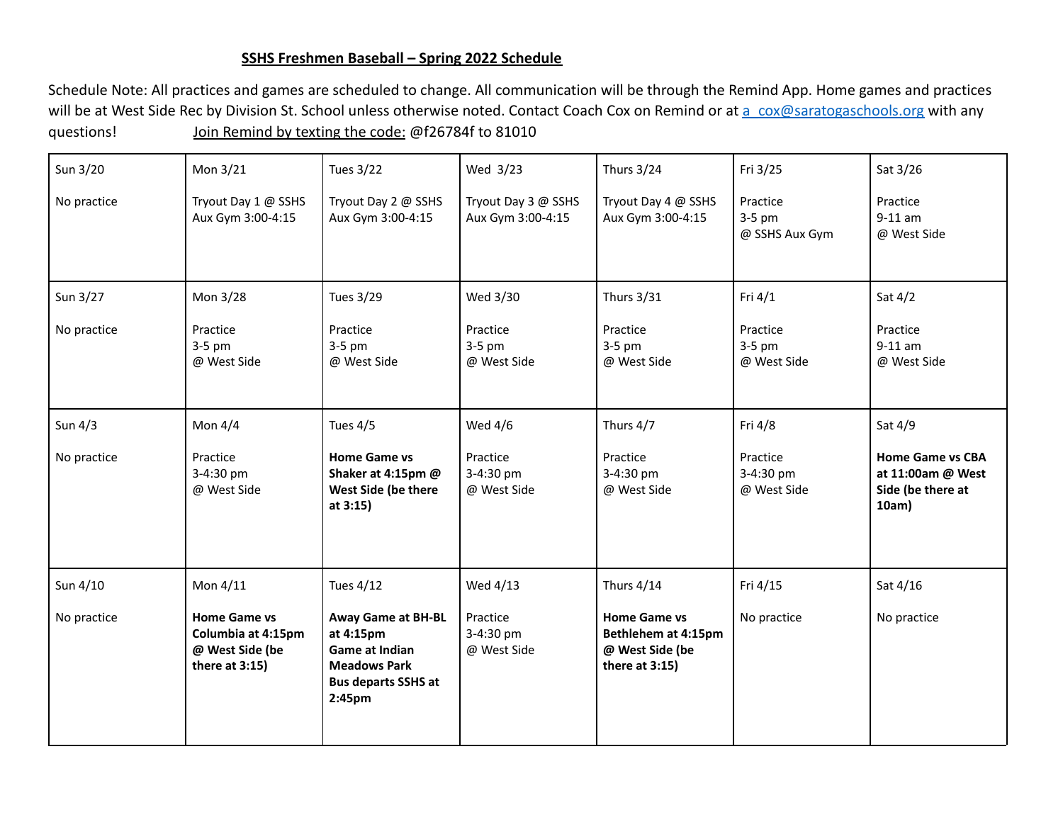## SSHS Freshmen Baseball – Spring 2022 Schedule

Schedule Note: All practices and games are scheduled to change. All communication will be through the Remind App. Home games and practices will be at West Side Rec by Division St. School unless otherwise noted. Contact Coach Cox on Remind or at a_cox@saratogaschools.org with any questions! Join Remind by texting the code: @f26784f to 81010

| Sun 3/20<br><br>No practice | Mon 3/21<br><br>Tryout Day 1 @ SSHS Aux Gym 3:00-4:15 | Tues 3/22<br><br>Tryout Day 2 @ SSHS Aux Gym 3:00-4:15 | Wed 3/23<br><br>Tryout Day 3 @ SSHS Aux Gym 3:00-4:15 | Thurs 3/24<br><br>Tryout Day 4 @ SSHS Aux Gym 3:00-4:15 | Fri 3/25<br><br>Practice<br>3-5 pm<br>@ SSHS Aux Gym | Sat 3/26<br><br>Practice<br>9-11 am<br>@ West Side |
|---|---|---|---|---|---|---|
| Sun 3/27<br><br>No practice | Mon 3/28<br><br>Practice<br>3-5 pm<br>@ West Side | Tues 3/29<br><br>Practice<br>3-5 pm<br>@ West Side | Wed 3/30<br><br>Practice<br>3-5 pm<br>@ West Side | Thurs 3/31<br><br>Practice<br>3-5 pm<br>@ West Side | Fri 4/1<br><br>Practice<br>3-5 pm<br>@ West Side | Sat 4/2<br><br>Practice<br>9-11 am<br>@ West Side |
| Sun 4/3<br><br>No practice | Mon 4/4<br><br>Practice<br>3-4:30 pm<br>@ West Side | Tues 4/5<br><br>**Home Game vs Shaker at 4:15pm @ West Side (be there at 3:15)** | Wed 4/6<br><br>Practice<br>3-4:30 pm<br>@ West Side | Thurs 4/7<br><br>Practice<br>3-4:30 pm<br>@ West Side | Fri 4/8<br><br>Practice<br>3-4:30 pm<br>@ West Side | Sat 4/9<br><br>**Home Game vs CBA at 11:00am @ West Side (be there at 10am)** |
| Sun 4/10<br><br>No practice | Mon 4/11<br><br>**Home Game vs Columbia at 4:15pm @ West Side (be there at 3:15)** | Tues 4/12<br><br>**Away Game at BH-BL at 4:15pm<br>Game at Indian Meadows Park<br>Bus departs SSHS at 2:45pm** | Wed 4/13<br><br>Practice<br>3-4:30 pm<br>@ West Side | Thurs 4/14<br><br>**Home Game vs Bethlehem at 4:15pm @ West Side (be there at 3:15)** | Fri 4/15<br><br>No practice | Sat 4/16<br><br>No practice |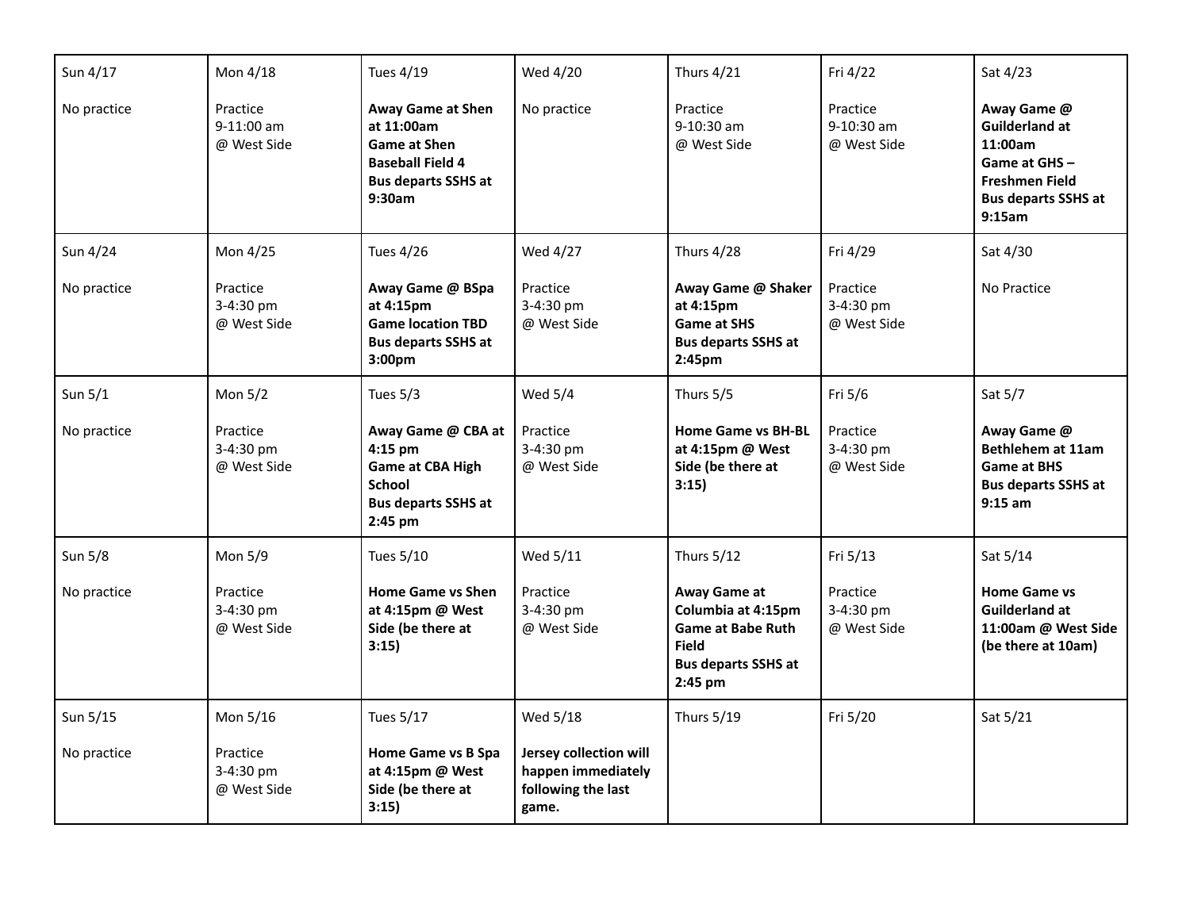| | | | | | | |
|---|---|---|---|---|---|---|
| Sun 4/17<br><br>No practice | Mon 4/18<br><br>Practice<br>9-11:00 am<br>@ West Side | Tues 4/19<br><br>**Away Game at Shen at 11:00am**<br>**Game at Shen Baseball Field 4**<br>**Bus departs SSHS at 9:30am** | Wed 4/20<br><br>No practice | Thurs 4/21<br><br>Practice<br>9-10:30 am<br>@ West Side | Fri 4/22<br><br>Practice<br>9-10:30 am<br>@ West Side | Sat 4/23<br><br>**Away Game @ Guilderland at 11:00am**<br>**Game at GHS – Freshmen Field**<br>**Bus departs SSHS at 9:15am** |
| Sun 4/24<br><br>No practice | Mon 4/25<br><br>Practice<br>3-4:30 pm<br>@ West Side | Tues 4/26<br><br>**Away Game @ BSpa at 4:15pm**<br>**Game location TBD**<br>**Bus departs SSHS at 3:00pm** | Wed 4/27<br><br>Practice<br>3-4:30 pm<br>@ West Side | Thurs 4/28<br><br>**Away Game @ Shaker at 4:15pm**<br>**Game at SHS**<br>**Bus departs SSHS at 2:45pm** | Fri 4/29<br><br>Practice<br>3-4:30 pm<br>@ West Side | Sat 4/30<br><br>No Practice |
| Sun 5/1<br><br>No practice | Mon 5/2<br><br>Practice<br>3-4:30 pm<br>@ West Side | Tues 5/3<br><br>**Away Game @ CBA at 4:15 pm**<br>**Game at CBA High School**<br>**Bus departs SSHS at 2:45 pm** | Wed 5/4<br><br>Practice<br>3-4:30 pm<br>@ West Side | Thurs 5/5<br><br>**Home Game vs BH-BL at 4:15pm @ West Side (be there at 3:15)** | Fri 5/6<br><br>Practice<br>3-4:30 pm<br>@ West Side | Sat 5/7<br><br>**Away Game @ Bethlehem at 11am**<br>**Game at BHS**<br>**Bus departs SSHS at 9:15 am** |
| Sun 5/8<br><br>No practice | Mon 5/9<br><br>Practice<br>3-4:30 pm<br>@ West Side | Tues 5/10<br><br>**Home Game vs Shen at 4:15pm @ West Side (be there at 3:15)** | Wed 5/11<br><br>Practice<br>3-4:30 pm<br>@ West Side | Thurs 5/12<br><br>**Away Game at Columbia at 4:15pm**<br>**Game at Babe Ruth Field**<br>**Bus departs SSHS at 2:45 pm** | Fri 5/13<br><br>Practice<br>3-4:30 pm<br>@ West Side | Sat 5/14<br><br>**Home Game vs Guilderland at 11:00am @ West Side (be there at 10am)** |
| Sun 5/15<br><br>No practice | Mon 5/16<br><br>Practice<br>3-4:30 pm<br>@ West Side | Tues 5/17<br><br>**Home Game vs B Spa at 4:15pm @ West Side (be there at 3:15)** | Wed 5/18<br><br>**Jersey collection will happen immediately following the last game.** | Thurs 5/19 | Fri 5/20 | Sat 5/21 |